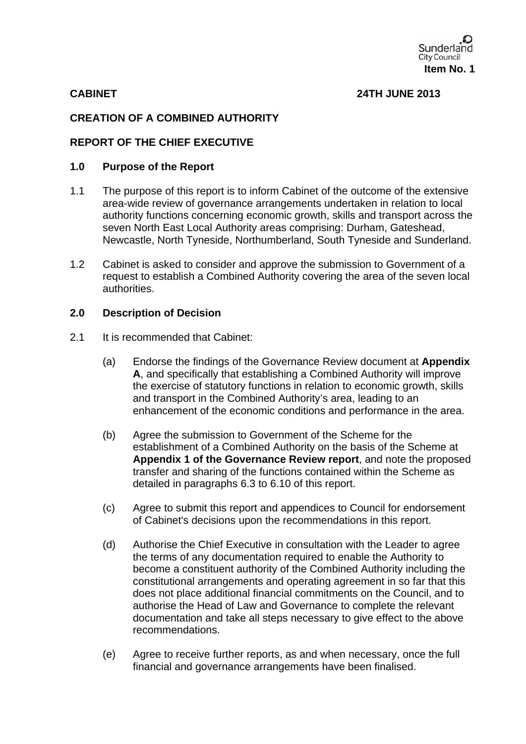Sunderland City Council

**Item No. 1**

**CABINET** **24TH JUNE 2013**

**CREATION OF A COMBINED AUTHORITY**

**REPORT OF THE CHIEF EXECUTIVE**

## 1.0 Purpose of the Report

1.1 The purpose of this report is to inform Cabinet of the outcome of the extensive area-wide review of governance arrangements undertaken in relation to local authority functions concerning economic growth, skills and transport across the seven North East Local Authority areas comprising: Durham, Gateshead, Newcastle, North Tyneside, Northumberland, South Tyneside and Sunderland.

1.2 Cabinet is asked to consider and approve the submission to Government of a request to establish a Combined Authority covering the area of the seven local authorities.

## 2.0 Description of Decision

2.1 It is recommended that Cabinet:

(a) Endorse the findings of the Governance Review document at **Appendix A**, and specifically that establishing a Combined Authority will improve the exercise of statutory functions in relation to economic growth, skills and transport in the Combined Authority's area, leading to an enhancement of the economic conditions and performance in the area.

(b) Agree the submission to Government of the Scheme for the establishment of a Combined Authority on the basis of the Scheme at **Appendix 1 of the Governance Review report**, and note the proposed transfer and sharing of the functions contained within the Scheme as detailed in paragraphs 6.3 to 6.10 of this report.

(c) Agree to submit this report and appendices to Council for endorsement of Cabinet's decisions upon the recommendations in this report.

(d) Authorise the Chief Executive in consultation with the Leader to agree the terms of any documentation required to enable the Authority to become a constituent authority of the Combined Authority including the constitutional arrangements and operating agreement in so far that this does not place additional financial commitments on the Council, and to authorise the Head of Law and Governance to complete the relevant documentation and take all steps necessary to give effect to the above recommendations.

(e) Agree to receive further reports, as and when necessary, once the full financial and governance arrangements have been finalised.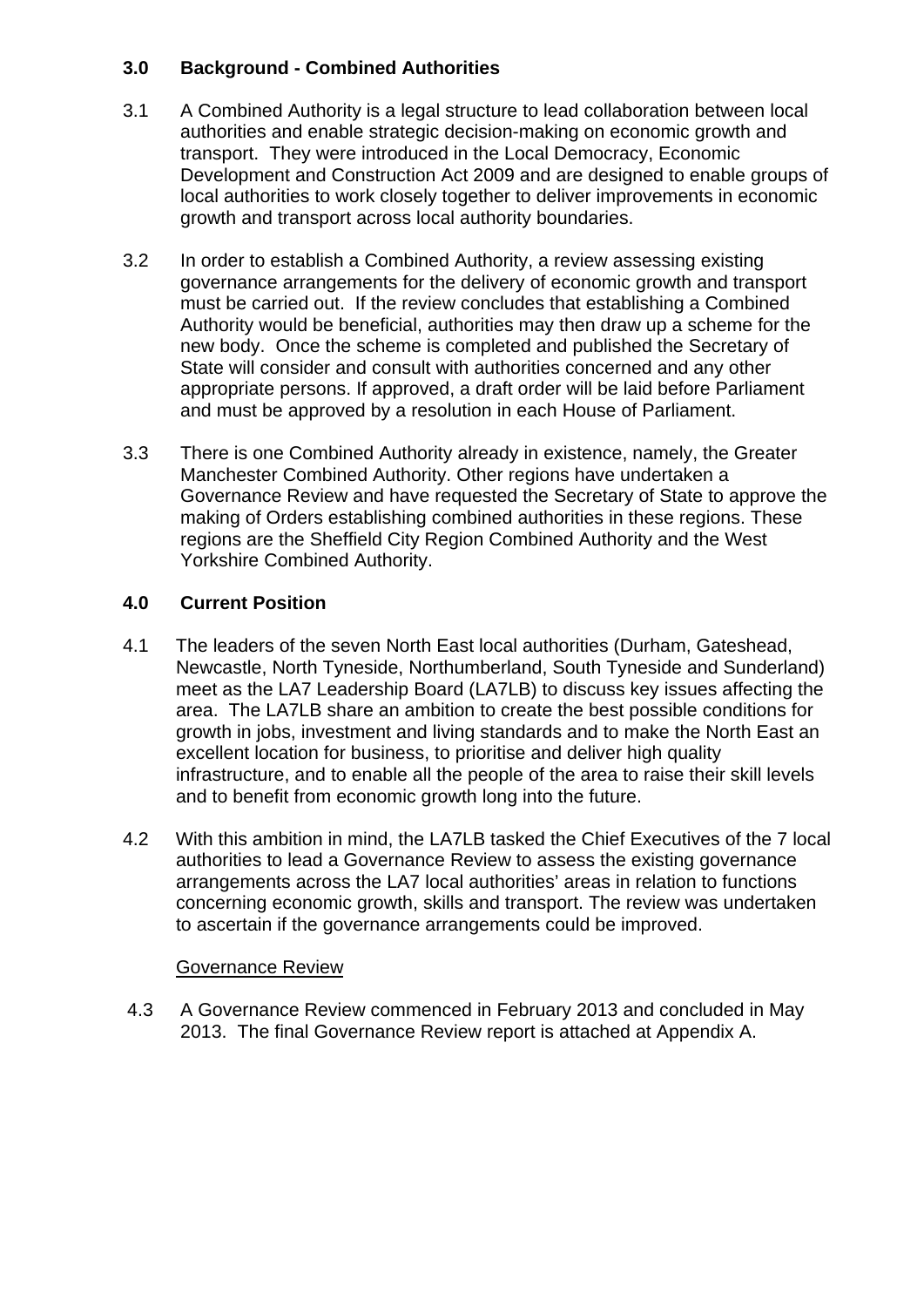## 3.0 Background - Combined Authorities

3.1 A Combined Authority is a legal structure to lead collaboration between local authorities and enable strategic decision-making on economic growth and transport. They were introduced in the Local Democracy, Economic Development and Construction Act 2009 and are designed to enable groups of local authorities to work closely together to deliver improvements in economic growth and transport across local authority boundaries.

3.2 In order to establish a Combined Authority, a review assessing existing governance arrangements for the delivery of economic growth and transport must be carried out. If the review concludes that establishing a Combined Authority would be beneficial, authorities may then draw up a scheme for the new body. Once the scheme is completed and published the Secretary of State will consider and consult with authorities concerned and any other appropriate persons. If approved, a draft order will be laid before Parliament and must be approved by a resolution in each House of Parliament.

3.3 There is one Combined Authority already in existence, namely, the Greater Manchester Combined Authority. Other regions have undertaken a Governance Review and have requested the Secretary of State to approve the making of Orders establishing combined authorities in these regions. These regions are the Sheffield City Region Combined Authority and the West Yorkshire Combined Authority.

## 4.0 Current Position

4.1 The leaders of the seven North East local authorities (Durham, Gateshead, Newcastle, North Tyneside, Northumberland, South Tyneside and Sunderland) meet as the LA7 Leadership Board (LA7LB) to discuss key issues affecting the area. The LA7LB share an ambition to create the best possible conditions for growth in jobs, investment and living standards and to make the North East an excellent location for business, to prioritise and deliver high quality infrastructure, and to enable all the people of the area to raise their skill levels and to benefit from economic growth long into the future.

4.2 With this ambition in mind, the LA7LB tasked the Chief Executives of the 7 local authorities to lead a Governance Review to assess the existing governance arrangements across the LA7 local authorities' areas in relation to functions concerning economic growth, skills and transport. The review was undertaken to ascertain if the governance arrangements could be improved.

Governance Review

4.3 A Governance Review commenced in February 2013 and concluded in May 2013. The final Governance Review report is attached at Appendix A.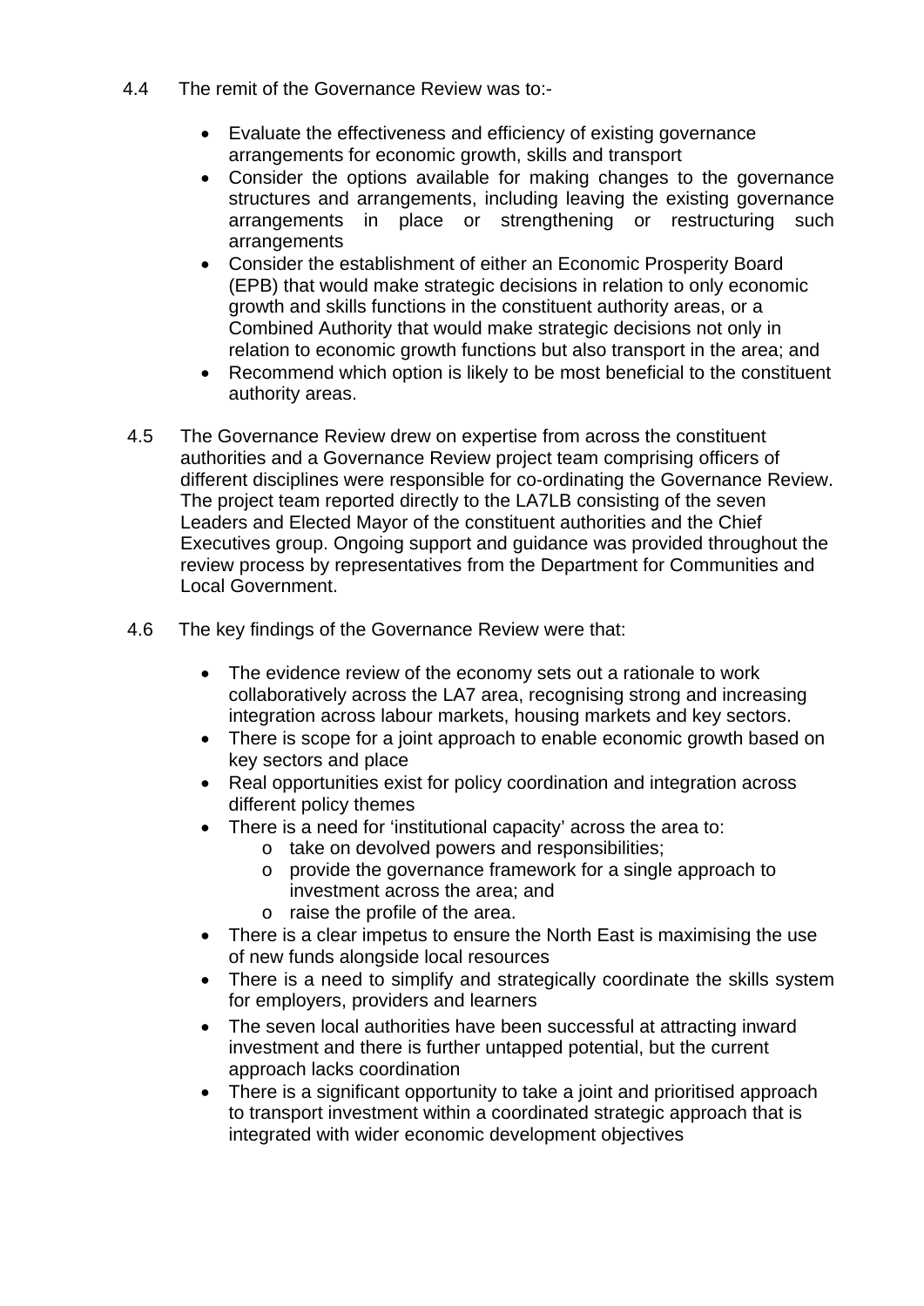4.4 The remit of the Governance Review was to:-

- Evaluate the effectiveness and efficiency of existing governance arrangements for economic growth, skills and transport
- Consider the options available for making changes to the governance structures and arrangements, including leaving the existing governance arrangements in place or strengthening or restructuring such arrangements
- Consider the establishment of either an Economic Prosperity Board (EPB) that would make strategic decisions in relation to only economic growth and skills functions in the constituent authority areas, or a Combined Authority that would make strategic decisions not only in relation to economic growth functions but also transport in the area; and
- Recommend which option is likely to be most beneficial to the constituent authority areas.

4.5 The Governance Review drew on expertise from across the constituent authorities and a Governance Review project team comprising officers of different disciplines were responsible for co-ordinating the Governance Review. The project team reported directly to the LA7LB consisting of the seven Leaders and Elected Mayor of the constituent authorities and the Chief Executives group. Ongoing support and guidance was provided throughout the review process by representatives from the Department for Communities and Local Government.

4.6 The key findings of the Governance Review were that:

- The evidence review of the economy sets out a rationale to work collaboratively across the LA7 area, recognising strong and increasing integration across labour markets, housing markets and key sectors.
- There is scope for a joint approach to enable economic growth based on key sectors and place
- Real opportunities exist for policy coordination and integration across different policy themes
- There is a need for 'institutional capacity' across the area to:
  - take on devolved powers and responsibilities;
  - provide the governance framework for a single approach to investment across the area; and
  - raise the profile of the area.
- There is a clear impetus to ensure the North East is maximising the use of new funds alongside local resources
- There is a need to simplify and strategically coordinate the skills system for employers, providers and learners
- The seven local authorities have been successful at attracting inward investment and there is further untapped potential, but the current approach lacks coordination
- There is a significant opportunity to take a joint and prioritised approach to transport investment within a coordinated strategic approach that is integrated with wider economic development objectives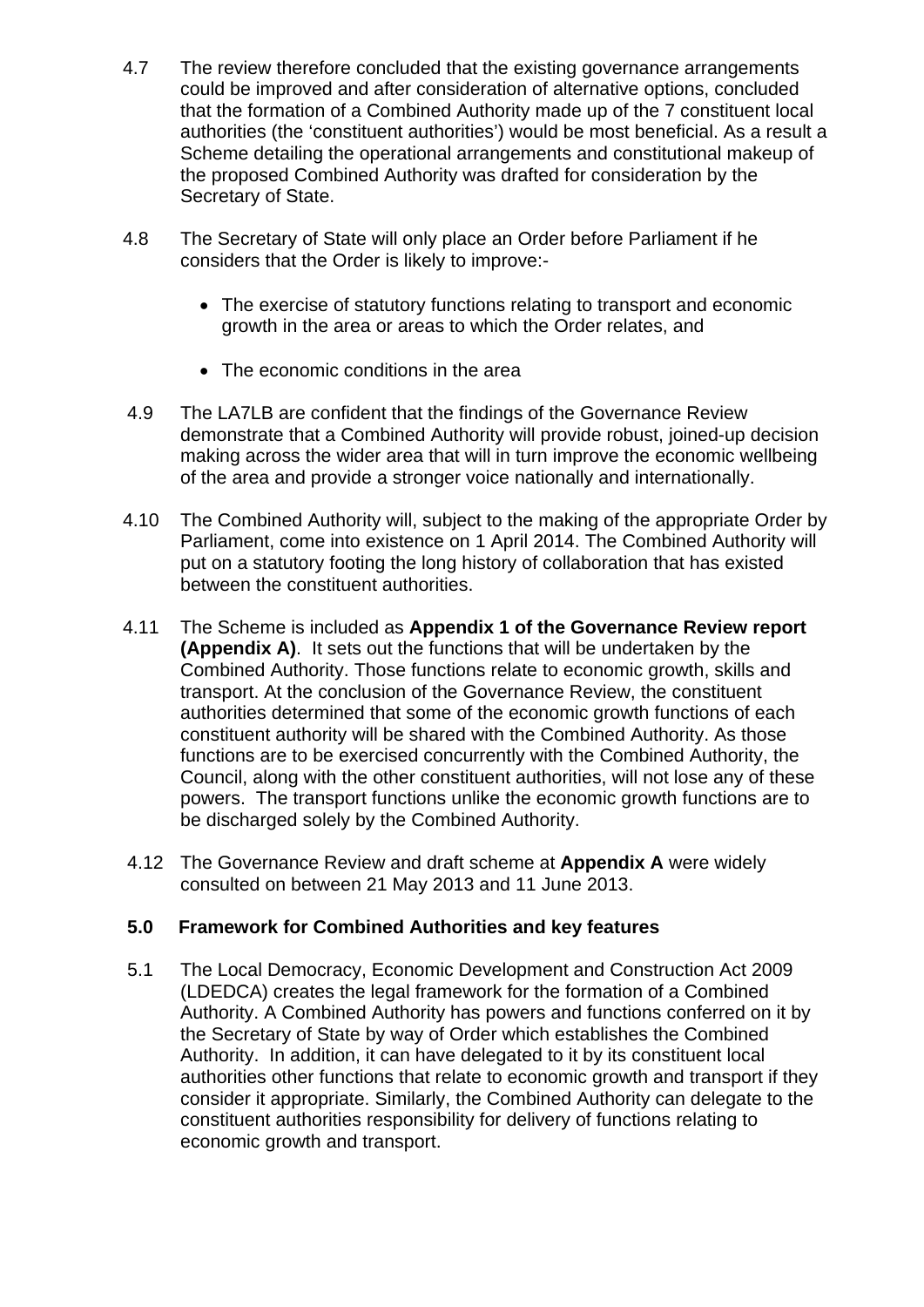4.7 The review therefore concluded that the existing governance arrangements could be improved and after consideration of alternative options, concluded that the formation of a Combined Authority made up of the 7 constituent local authorities (the 'constituent authorities') would be most beneficial. As a result a Scheme detailing the operational arrangements and constitutional makeup of the proposed Combined Authority was drafted for consideration by the Secretary of State.

4.8 The Secretary of State will only place an Order before Parliament if he considers that the Order is likely to improve:-

- The exercise of statutory functions relating to transport and economic growth in the area or areas to which the Order relates, and
- The economic conditions in the area

4.9 The LA7LB are confident that the findings of the Governance Review demonstrate that a Combined Authority will provide robust, joined-up decision making across the wider area that will in turn improve the economic wellbeing of the area and provide a stronger voice nationally and internationally.

4.10 The Combined Authority will, subject to the making of the appropriate Order by Parliament, come into existence on 1 April 2014. The Combined Authority will put on a statutory footing the long history of collaboration that has existed between the constituent authorities.

4.11 The Scheme is included as **Appendix 1 of the Governance Review report (Appendix A)**. It sets out the functions that will be undertaken by the Combined Authority. Those functions relate to economic growth, skills and transport. At the conclusion of the Governance Review, the constituent authorities determined that some of the economic growth functions of each constituent authority will be shared with the Combined Authority. As those functions are to be exercised concurrently with the Combined Authority, the Council, along with the other constituent authorities, will not lose any of these powers. The transport functions unlike the economic growth functions are to be discharged solely by the Combined Authority.

4.12 The Governance Review and draft scheme at **Appendix A** were widely consulted on between 21 May 2013 and 11 June 2013.

## 5.0 Framework for Combined Authorities and key features

5.1 The Local Democracy, Economic Development and Construction Act 2009 (LDEDCA) creates the legal framework for the formation of a Combined Authority. A Combined Authority has powers and functions conferred on it by the Secretary of State by way of Order which establishes the Combined Authority. In addition, it can have delegated to it by its constituent local authorities other functions that relate to economic growth and transport if they consider it appropriate. Similarly, the Combined Authority can delegate to the constituent authorities responsibility for delivery of functions relating to economic growth and transport.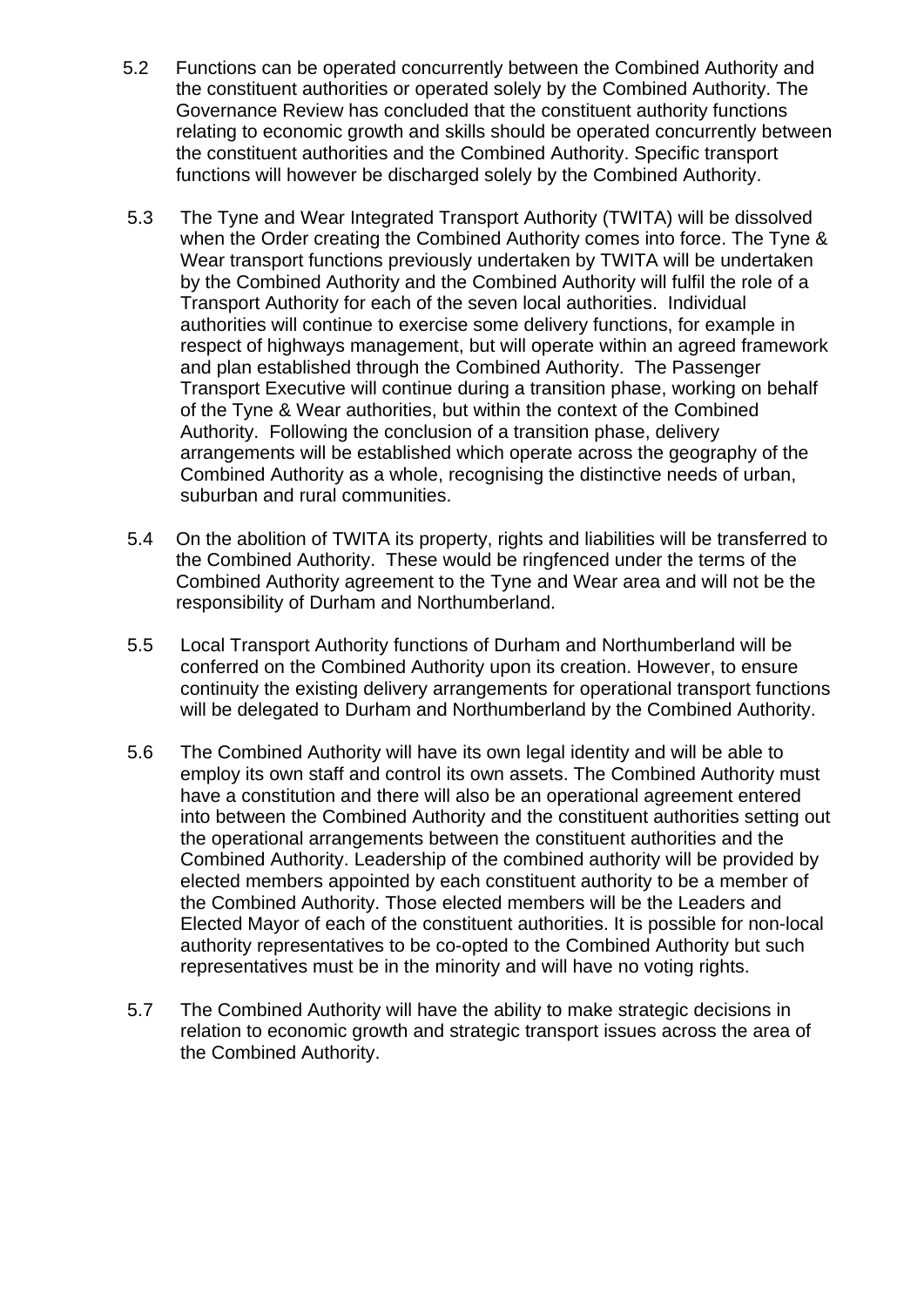5.2 Functions can be operated concurrently between the Combined Authority and the constituent authorities or operated solely by the Combined Authority. The Governance Review has concluded that the constituent authority functions relating to economic growth and skills should be operated concurrently between the constituent authorities and the Combined Authority. Specific transport functions will however be discharged solely by the Combined Authority.

5.3 The Tyne and Wear Integrated Transport Authority (TWITA) will be dissolved when the Order creating the Combined Authority comes into force. The Tyne & Wear transport functions previously undertaken by TWITA will be undertaken by the Combined Authority and the Combined Authority will fulfil the role of a Transport Authority for each of the seven local authorities. Individual authorities will continue to exercise some delivery functions, for example in respect of highways management, but will operate within an agreed framework and plan established through the Combined Authority. The Passenger Transport Executive will continue during a transition phase, working on behalf of the Tyne & Wear authorities, but within the context of the Combined Authority. Following the conclusion of a transition phase, delivery arrangements will be established which operate across the geography of the Combined Authority as a whole, recognising the distinctive needs of urban, suburban and rural communities.

5.4 On the abolition of TWITA its property, rights and liabilities will be transferred to the Combined Authority. These would be ringfenced under the terms of the Combined Authority agreement to the Tyne and Wear area and will not be the responsibility of Durham and Northumberland.

5.5 Local Transport Authority functions of Durham and Northumberland will be conferred on the Combined Authority upon its creation. However, to ensure continuity the existing delivery arrangements for operational transport functions will be delegated to Durham and Northumberland by the Combined Authority.

5.6 The Combined Authority will have its own legal identity and will be able to employ its own staff and control its own assets. The Combined Authority must have a constitution and there will also be an operational agreement entered into between the Combined Authority and the constituent authorities setting out the operational arrangements between the constituent authorities and the Combined Authority. Leadership of the combined authority will be provided by elected members appointed by each constituent authority to be a member of the Combined Authority. Those elected members will be the Leaders and Elected Mayor of each of the constituent authorities. It is possible for non-local authority representatives to be co-opted to the Combined Authority but such representatives must be in the minority and will have no voting rights.

5.7 The Combined Authority will have the ability to make strategic decisions in relation to economic growth and strategic transport issues across the area of the Combined Authority.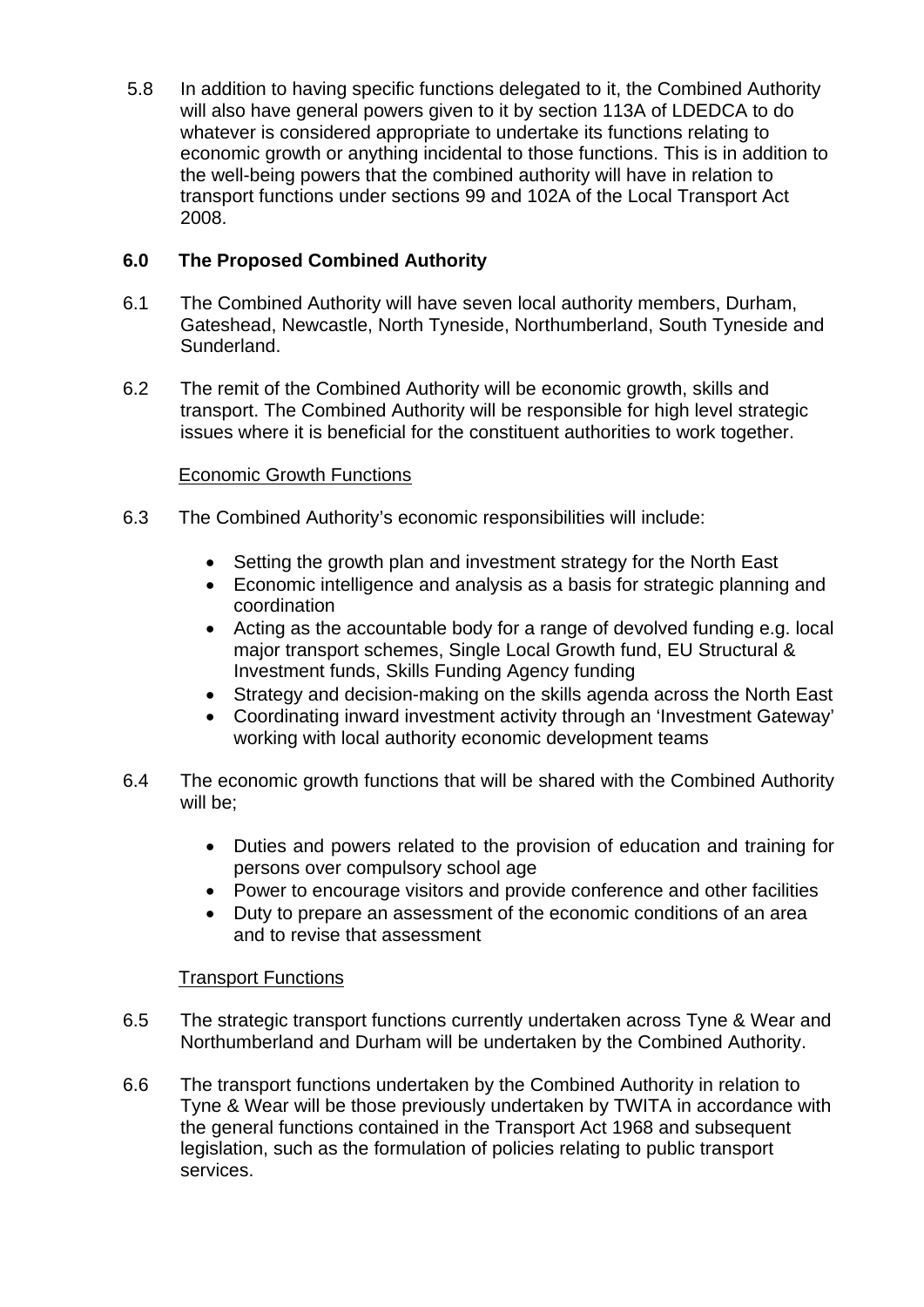5.8 In addition to having specific functions delegated to it, the Combined Authority will also have general powers given to it by section 113A of LDEDCA to do whatever is considered appropriate to undertake its functions relating to economic growth or anything incidental to those functions. This is in addition to the well-being powers that the combined authority will have in relation to transport functions under sections 99 and 102A of the Local Transport Act 2008.

## 6.0 The Proposed Combined Authority

6.1 The Combined Authority will have seven local authority members, Durham, Gateshead, Newcastle, North Tyneside, Northumberland, South Tyneside and Sunderland.

6.2 The remit of the Combined Authority will be economic growth, skills and transport. The Combined Authority will be responsible for high level strategic issues where it is beneficial for the constituent authorities to work together.

### Economic Growth Functions

6.3 The Combined Authority's economic responsibilities will include:

- Setting the growth plan and investment strategy for the North East
- Economic intelligence and analysis as a basis for strategic planning and coordination
- Acting as the accountable body for a range of devolved funding e.g. local major transport schemes, Single Local Growth fund, EU Structural & Investment funds, Skills Funding Agency funding
- Strategy and decision-making on the skills agenda across the North East
- Coordinating inward investment activity through an 'Investment Gateway' working with local authority economic development teams

6.4 The economic growth functions that will be shared with the Combined Authority will be;

- Duties and powers related to the provision of education and training for persons over compulsory school age
- Power to encourage visitors and provide conference and other facilities
- Duty to prepare an assessment of the economic conditions of an area and to revise that assessment

### Transport Functions

6.5 The strategic transport functions currently undertaken across Tyne & Wear and Northumberland and Durham will be undertaken by the Combined Authority.

6.6 The transport functions undertaken by the Combined Authority in relation to Tyne & Wear will be those previously undertaken by TWITA in accordance with the general functions contained in the Transport Act 1968 and subsequent legislation, such as the formulation of policies relating to public transport services.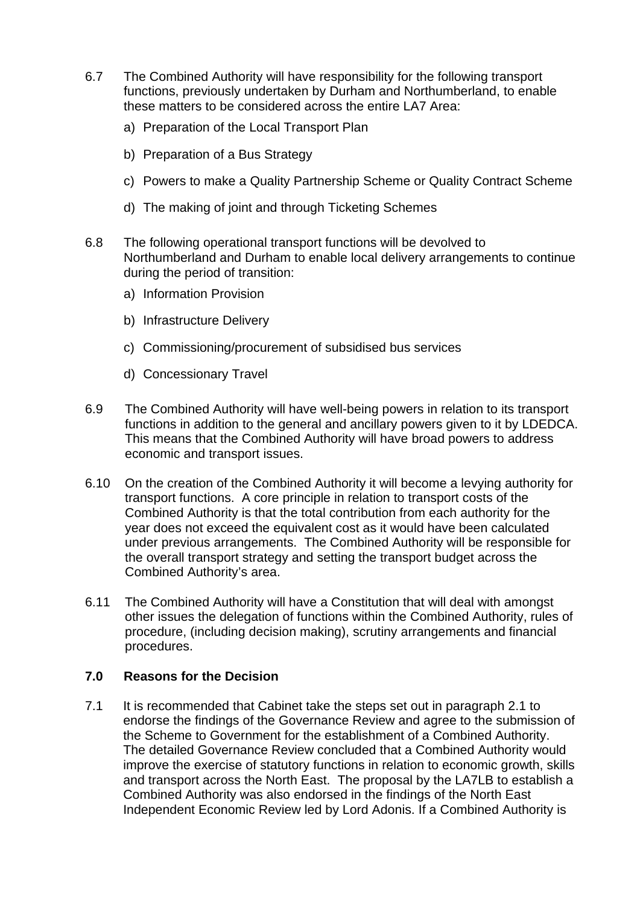6.7 The Combined Authority will have responsibility for the following transport functions, previously undertaken by Durham and Northumberland, to enable these matters to be considered across the entire LA7 Area:

a) Preparation of the Local Transport Plan

b) Preparation of a Bus Strategy

c) Powers to make a Quality Partnership Scheme or Quality Contract Scheme

d) The making of joint and through Ticketing Schemes

6.8 The following operational transport functions will be devolved to Northumberland and Durham to enable local delivery arrangements to continue during the period of transition:

a) Information Provision

b) Infrastructure Delivery

c) Commissioning/procurement of subsidised bus services

d) Concessionary Travel

6.9 The Combined Authority will have well-being powers in relation to its transport functions in addition to the general and ancillary powers given to it by LDEDCA. This means that the Combined Authority will have broad powers to address economic and transport issues.

6.10 On the creation of the Combined Authority it will become a levying authority for transport functions. A core principle in relation to transport costs of the Combined Authority is that the total contribution from each authority for the year does not exceed the equivalent cost as it would have been calculated under previous arrangements. The Combined Authority will be responsible for the overall transport strategy and setting the transport budget across the Combined Authority's area.

6.11 The Combined Authority will have a Constitution that will deal with amongst other issues the delegation of functions within the Combined Authority, rules of procedure, (including decision making), scrutiny arrangements and financial procedures.

## 7.0 Reasons for the Decision

7.1 It is recommended that Cabinet take the steps set out in paragraph 2.1 to endorse the findings of the Governance Review and agree to the submission of the Scheme to Government for the establishment of a Combined Authority. The detailed Governance Review concluded that a Combined Authority would improve the exercise of statutory functions in relation to economic growth, skills and transport across the North East. The proposal by the LA7LB to establish a Combined Authority was also endorsed in the findings of the North East Independent Economic Review led by Lord Adonis. If a Combined Authority is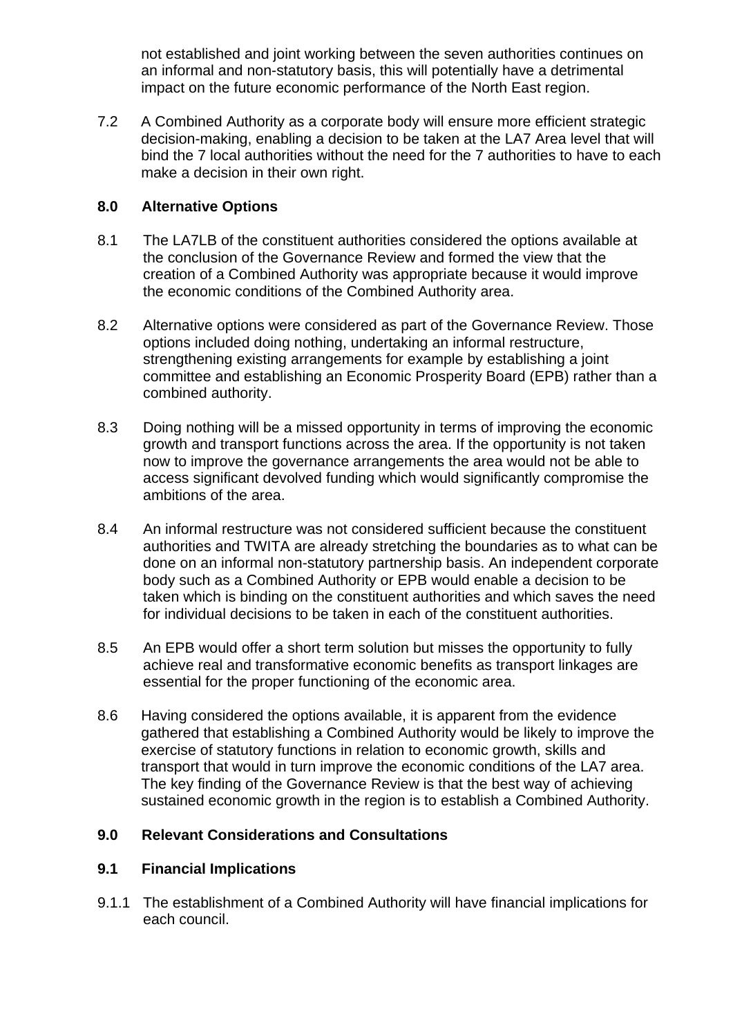not established and joint working between the seven authorities continues on an informal and non-statutory basis, this will potentially have a detrimental impact on the future economic performance of the North East region.

7.2 A Combined Authority as a corporate body will ensure more efficient strategic decision-making, enabling a decision to be taken at the LA7 Area level that will bind the 7 local authorities without the need for the 7 authorities to have to each make a decision in their own right.

## 8.0 Alternative Options

8.1 The LA7LB of the constituent authorities considered the options available at the conclusion of the Governance Review and formed the view that the creation of a Combined Authority was appropriate because it would improve the economic conditions of the Combined Authority area.

8.2 Alternative options were considered as part of the Governance Review. Those options included doing nothing, undertaking an informal restructure, strengthening existing arrangements for example by establishing a joint committee and establishing an Economic Prosperity Board (EPB) rather than a combined authority.

8.3 Doing nothing will be a missed opportunity in terms of improving the economic growth and transport functions across the area. If the opportunity is not taken now to improve the governance arrangements the area would not be able to access significant devolved funding which would significantly compromise the ambitions of the area.

8.4 An informal restructure was not considered sufficient because the constituent authorities and TWITA are already stretching the boundaries as to what can be done on an informal non-statutory partnership basis. An independent corporate body such as a Combined Authority or EPB would enable a decision to be taken which is binding on the constituent authorities and which saves the need for individual decisions to be taken in each of the constituent authorities.

8.5 An EPB would offer a short term solution but misses the opportunity to fully achieve real and transformative economic benefits as transport linkages are essential for the proper functioning of the economic area.

8.6 Having considered the options available, it is apparent from the evidence gathered that establishing a Combined Authority would be likely to improve the exercise of statutory functions in relation to economic growth, skills and transport that would in turn improve the economic conditions of the LA7 area. The key finding of the Governance Review is that the best way of achieving sustained economic growth in the region is to establish a Combined Authority.

## 9.0 Relevant Considerations and Consultations

### 9.1 Financial Implications

9.1.1 The establishment of a Combined Authority will have financial implications for each council.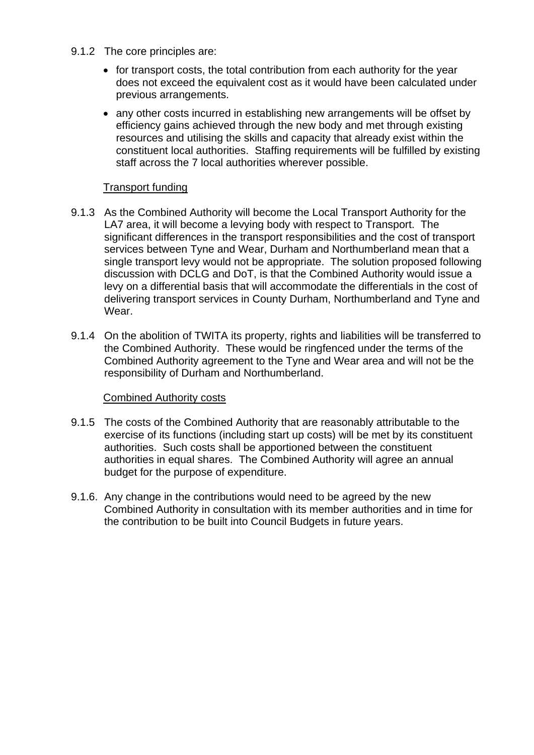9.1.2 The core principles are:

- for transport costs, the total contribution from each authority for the year does not exceed the equivalent cost as it would have been calculated under previous arrangements.
- any other costs incurred in establishing new arrangements will be offset by efficiency gains achieved through the new body and met through existing resources and utilising the skills and capacity that already exist within the constituent local authorities. Staffing requirements will be fulfilled by existing staff across the 7 local authorities wherever possible.

Transport funding

9.1.3 As the Combined Authority will become the Local Transport Authority for the LA7 area, it will become a levying body with respect to Transport. The significant differences in the transport responsibilities and the cost of transport services between Tyne and Wear, Durham and Northumberland mean that a single transport levy would not be appropriate. The solution proposed following discussion with DCLG and DoT, is that the Combined Authority would issue a levy on a differential basis that will accommodate the differentials in the cost of delivering transport services in County Durham, Northumberland and Tyne and Wear.

9.1.4 On the abolition of TWITA its property, rights and liabilities will be transferred to the Combined Authority. These would be ringfenced under the terms of the Combined Authority agreement to the Tyne and Wear area and will not be the responsibility of Durham and Northumberland.

Combined Authority costs

9.1.5 The costs of the Combined Authority that are reasonably attributable to the exercise of its functions (including start up costs) will be met by its constituent authorities. Such costs shall be apportioned between the constituent authorities in equal shares. The Combined Authority will agree an annual budget for the purpose of expenditure.

9.1.6. Any change in the contributions would need to be agreed by the new Combined Authority in consultation with its member authorities and in time for the contribution to be built into Council Budgets in future years.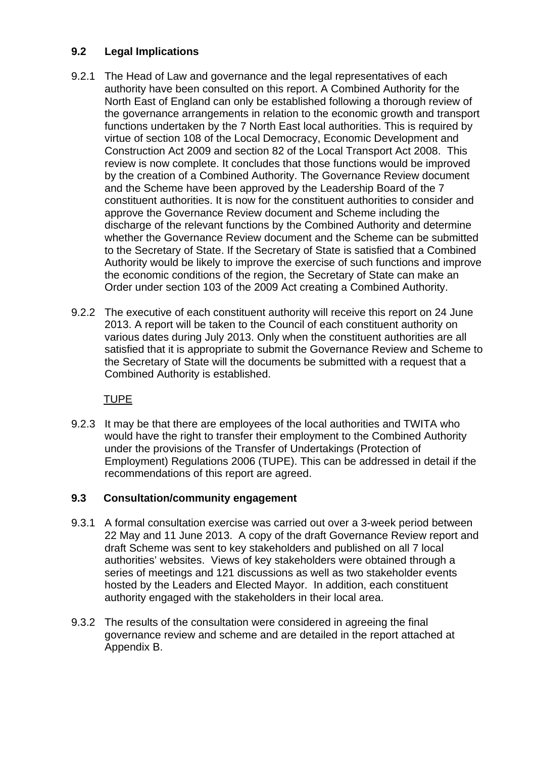### 9.2 Legal Implications

9.2.1 The Head of Law and governance and the legal representatives of each authority have been consulted on this report. A Combined Authority for the North East of England can only be established following a thorough review of the governance arrangements in relation to the economic growth and transport functions undertaken by the 7 North East local authorities. This is required by virtue of section 108 of the Local Democracy, Economic Development and Construction Act 2009 and section 82 of the Local Transport Act 2008. This review is now complete. It concludes that those functions would be improved by the creation of a Combined Authority. The Governance Review document and the Scheme have been approved by the Leadership Board of the 7 constituent authorities. It is now for the constituent authorities to consider and approve the Governance Review document and Scheme including the discharge of the relevant functions by the Combined Authority and determine whether the Governance Review document and the Scheme can be submitted to the Secretary of State. If the Secretary of State is satisfied that a Combined Authority would be likely to improve the exercise of such functions and improve the economic conditions of the region, the Secretary of State can make an Order under section 103 of the 2009 Act creating a Combined Authority.

9.2.2 The executive of each constituent authority will receive this report on 24 June 2013. A report will be taken to the Council of each constituent authority on various dates during July 2013. Only when the constituent authorities are all satisfied that it is appropriate to submit the Governance Review and Scheme to the Secretary of State will the documents be submitted with a request that a Combined Authority is established.

TUPE

9.2.3 It may be that there are employees of the local authorities and TWITA who would have the right to transfer their employment to the Combined Authority under the provisions of the Transfer of Undertakings (Protection of Employment) Regulations 2006 (TUPE). This can be addressed in detail if the recommendations of this report are agreed.

### 9.3 Consultation/community engagement

9.3.1 A formal consultation exercise was carried out over a 3-week period between 22 May and 11 June 2013. A copy of the draft Governance Review report and draft Scheme was sent to key stakeholders and published on all 7 local authorities' websites. Views of key stakeholders were obtained through a series of meetings and 121 discussions as well as two stakeholder events hosted by the Leaders and Elected Mayor. In addition, each constituent authority engaged with the stakeholders in their local area.

9.3.2 The results of the consultation were considered in agreeing the final governance review and scheme and are detailed in the report attached at Appendix B.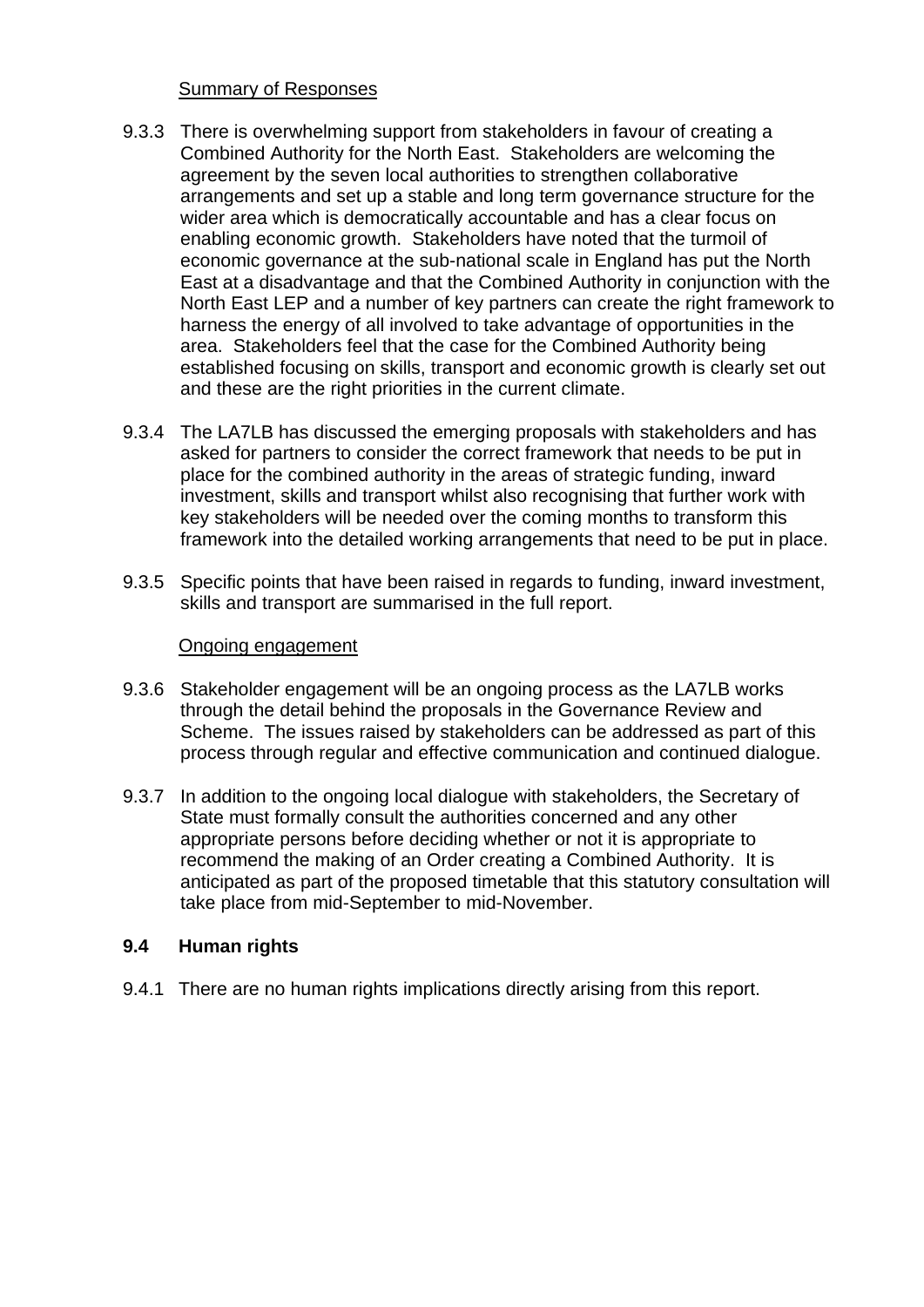Summary of Responses

9.3.3 There is overwhelming support from stakeholders in favour of creating a Combined Authority for the North East. Stakeholders are welcoming the agreement by the seven local authorities to strengthen collaborative arrangements and set up a stable and long term governance structure for the wider area which is democratically accountable and has a clear focus on enabling economic growth. Stakeholders have noted that the turmoil of economic governance at the sub-national scale in England has put the North East at a disadvantage and that the Combined Authority in conjunction with the North East LEP and a number of key partners can create the right framework to harness the energy of all involved to take advantage of opportunities in the area. Stakeholders feel that the case for the Combined Authority being established focusing on skills, transport and economic growth is clearly set out and these are the right priorities in the current climate.

9.3.4 The LA7LB has discussed the emerging proposals with stakeholders and has asked for partners to consider the correct framework that needs to be put in place for the combined authority in the areas of strategic funding, inward investment, skills and transport whilst also recognising that further work with key stakeholders will be needed over the coming months to transform this framework into the detailed working arrangements that need to be put in place.

9.3.5 Specific points that have been raised in regards to funding, inward investment, skills and transport are summarised in the full report.

Ongoing engagement

9.3.6 Stakeholder engagement will be an ongoing process as the LA7LB works through the detail behind the proposals in the Governance Review and Scheme. The issues raised by stakeholders can be addressed as part of this process through regular and effective communication and continued dialogue.

9.3.7 In addition to the ongoing local dialogue with stakeholders, the Secretary of State must formally consult the authorities concerned and any other appropriate persons before deciding whether or not it is appropriate to recommend the making of an Order creating a Combined Authority. It is anticipated as part of the proposed timetable that this statutory consultation will take place from mid-September to mid-November.

### 9.4 Human rights

9.4.1 There are no human rights implications directly arising from this report.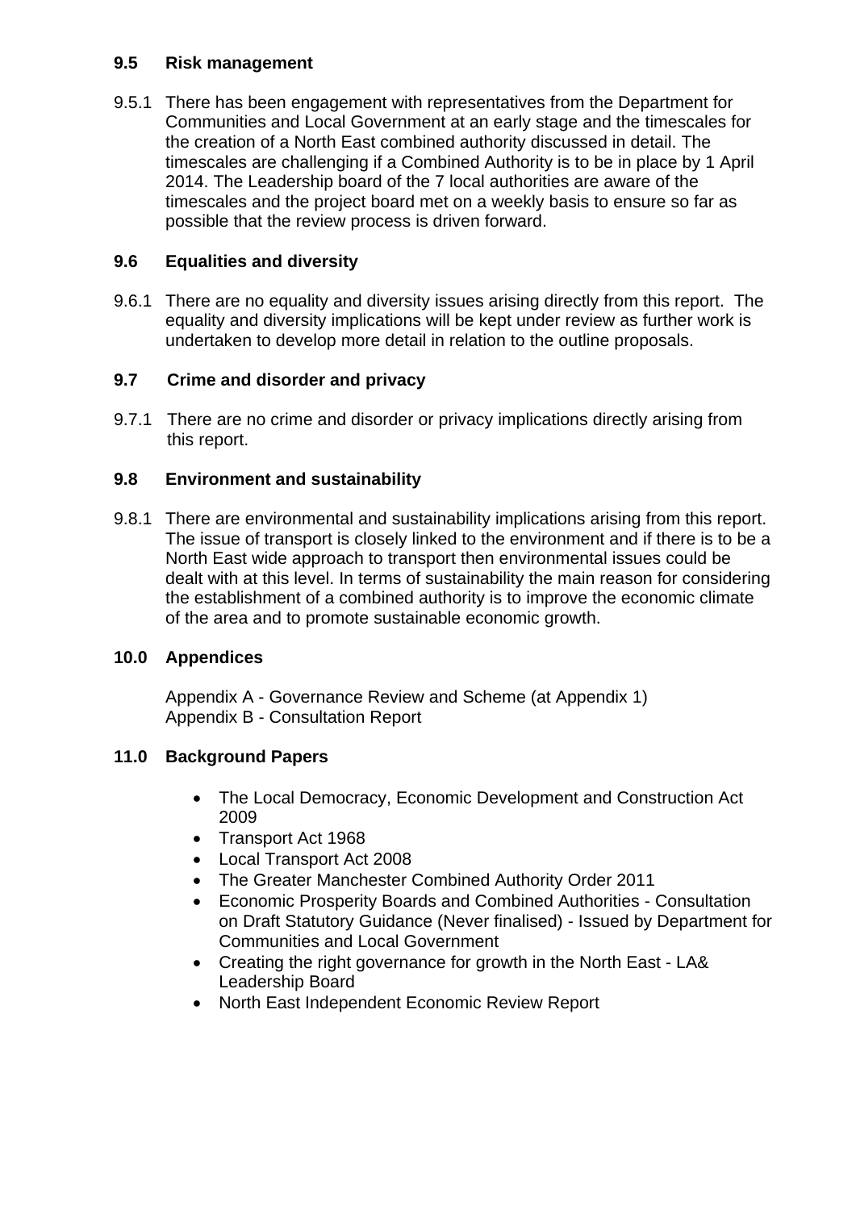### 9.5 Risk management

9.5.1 There has been engagement with representatives from the Department for Communities and Local Government at an early stage and the timescales for the creation of a North East combined authority discussed in detail. The timescales are challenging if a Combined Authority is to be in place by 1 April 2014. The Leadership board of the 7 local authorities are aware of the timescales and the project board met on a weekly basis to ensure so far as possible that the review process is driven forward.

### 9.6 Equalities and diversity

9.6.1 There are no equality and diversity issues arising directly from this report. The equality and diversity implications will be kept under review as further work is undertaken to develop more detail in relation to the outline proposals.

### 9.7 Crime and disorder and privacy

9.7.1 There are no crime and disorder or privacy implications directly arising from this report.

### 9.8 Environment and sustainability

9.8.1 There are environmental and sustainability implications arising from this report. The issue of transport is closely linked to the environment and if there is to be a North East wide approach to transport then environmental issues could be dealt with at this level. In terms of sustainability the main reason for considering the establishment of a combined authority is to improve the economic climate of the area and to promote sustainable economic growth.

## 10.0 Appendices

Appendix A - Governance Review and Scheme (at Appendix 1)
Appendix B - Consultation Report

## 11.0 Background Papers

- The Local Democracy, Economic Development and Construction Act 2009
- Transport Act 1968
- Local Transport Act 2008
- The Greater Manchester Combined Authority Order 2011
- Economic Prosperity Boards and Combined Authorities - Consultation on Draft Statutory Guidance (Never finalised) - Issued by Department for Communities and Local Government
- Creating the right governance for growth in the North East - LA& Leadership Board
- North East Independent Economic Review Report